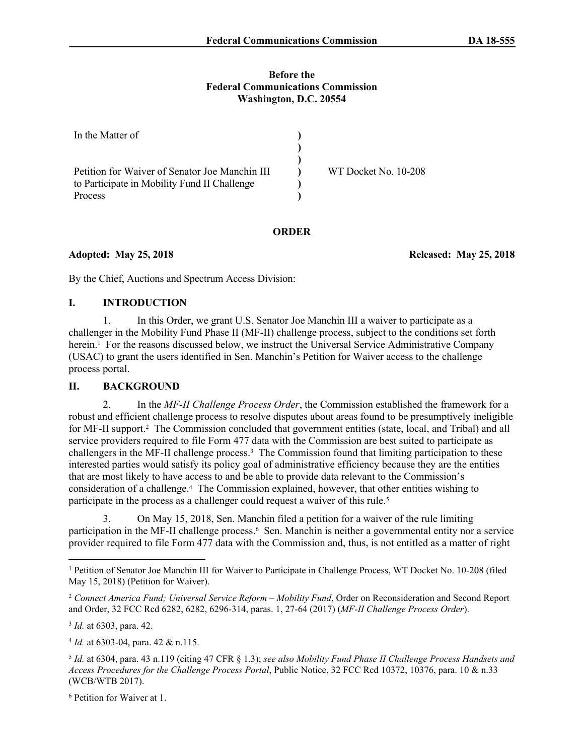**Before the**
**Federal Communications Commission**
**Washington, D.C. 20554**

| | | |
|---|---|---|
| In the Matter of<br><br>Petition for Waiver of Senator Joe Manchin III to Participate in Mobility Fund II Challenge Process | )<br>)<br>)<br>)<br>)<br>) | WT Docket No. 10-208 |

**ORDER**

**Adopted: May 25, 2018** **Released: May 25, 2018**

By the Chief, Auctions and Spectrum Access Division:

## I. INTRODUCTION

1. In this Order, we grant U.S. Senator Joe Manchin III a waiver to participate as a challenger in the Mobility Fund Phase II (MF-II) challenge process, subject to the conditions set forth herein.[1] For the reasons discussed below, we instruct the Universal Service Administrative Company (USAC) to grant the users identified in Sen. Manchin's Petition for Waiver access to the challenge process portal.

## II. BACKGROUND

2. In the *MF-II Challenge Process Order*, the Commission established the framework for a robust and efficient challenge process to resolve disputes about areas found to be presumptively ineligible for MF-II support.[2] The Commission concluded that government entities (state, local, and Tribal) and all service providers required to file Form 477 data with the Commission are best suited to participate as challengers in the MF-II challenge process.[3] The Commission found that limiting participation to these interested parties would satisfy its policy goal of administrative efficiency because they are the entities that are most likely to have access to and be able to provide data relevant to the Commission's consideration of a challenge.[4] The Commission explained, however, that other entities wishing to participate in the process as a challenger could request a waiver of this rule.[5]

3. On May 15, 2018, Sen. Manchin filed a petition for a waiver of the rule limiting participation in the MF-II challenge process.[6] Sen. Manchin is neither a governmental entity nor a service provider required to file Form 477 data with the Commission and, thus, is not entitled as a matter of right

---

[1] Petition of Senator Joe Manchin III for Waiver to Participate in Challenge Process, WT Docket No. 10-208 (filed May 15, 2018) (Petition for Waiver).

[2] *Connect America Fund; Universal Service Reform – Mobility Fund*, Order on Reconsideration and Second Report and Order, 32 FCC Rcd 6282, 6282, 6296-314, paras. 1, 27-64 (2017) (*MF-II Challenge Process Order*).

[3] *Id.* at 6303, para. 42.

[4] *Id.* at 6303-04, para. 42 & n.115.

[5] *Id.* at 6304, para. 43 n.119 (citing 47 CFR § 1.3); *see also Mobility Fund Phase II Challenge Process Handsets and Access Procedures for the Challenge Process Portal*, Public Notice, 32 FCC Rcd 10372, 10376, para. 10 & n.33 (WCB/WTB 2017).

[6] Petition for Waiver at 1.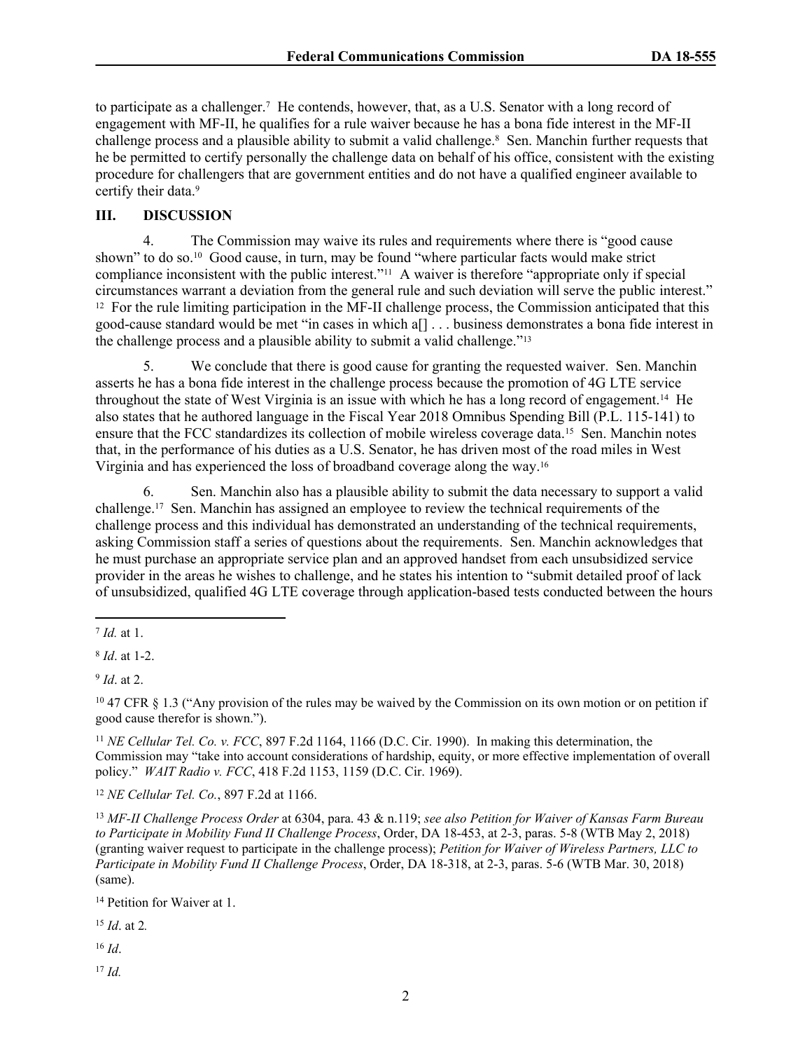to participate as a challenger.[7] He contends, however, that, as a U.S. Senator with a long record of engagement with MF-II, he qualifies for a rule waiver because he has a bona fide interest in the MF-II challenge process and a plausible ability to submit a valid challenge.[8] Sen. Manchin further requests that he be permitted to certify personally the challenge data on behalf of his office, consistent with the existing procedure for challengers that are government entities and do not have a qualified engineer available to certify their data.[9]

## III. DISCUSSION

4. The Commission may waive its rules and requirements where there is "good cause shown" to do so.[10] Good cause, in turn, may be found "where particular facts would make strict compliance inconsistent with the public interest."[11] A waiver is therefore "appropriate only if special circumstances warrant a deviation from the general rule and such deviation will serve the public interest."[12] For the rule limiting participation in the MF-II challenge process, the Commission anticipated that this good-cause standard would be met "in cases in which a[] . . . business demonstrates a bona fide interest in the challenge process and a plausible ability to submit a valid challenge."[13]

5. We conclude that there is good cause for granting the requested waiver. Sen. Manchin asserts he has a bona fide interest in the challenge process because the promotion of 4G LTE service throughout the state of West Virginia is an issue with which he has a long record of engagement.[14] He also states that he authored language in the Fiscal Year 2018 Omnibus Spending Bill (P.L. 115-141) to ensure that the FCC standardizes its collection of mobile wireless coverage data.[15] Sen. Manchin notes that, in the performance of his duties as a U.S. Senator, he has driven most of the road miles in West Virginia and has experienced the loss of broadband coverage along the way.[16]

6. Sen. Manchin also has a plausible ability to submit the data necessary to support a valid challenge.[17] Sen. Manchin has assigned an employee to review the technical requirements of the challenge process and this individual has demonstrated an understanding of the technical requirements, asking Commission staff a series of questions about the requirements. Sen. Manchin acknowledges that he must purchase an appropriate service plan and an approved handset from each unsubsidized service provider in the areas he wishes to challenge, and he states his intention to "submit detailed proof of lack of unsubsidized, qualified 4G LTE coverage through application-based tests conducted between the hours

---

[7] *Id.* at 1.

[8] *Id*. at 1-2.

[9] *Id*. at 2.

[10] 47 CFR § 1.3 ("Any provision of the rules may be waived by the Commission on its own motion or on petition if good cause therefor is shown.").

[11] *NE Cellular Tel. Co. v. FCC*, 897 F.2d 1164, 1166 (D.C. Cir. 1990). In making this determination, the Commission may "take into account considerations of hardship, equity, or more effective implementation of overall policy." *WAIT Radio v. FCC*, 418 F.2d 1153, 1159 (D.C. Cir. 1969).

[12] *NE Cellular Tel. Co.*, 897 F.2d at 1166.

[13] *MF-II Challenge Process Order* at 6304, para. 43 & n.119; *see also Petition for Waiver of Kansas Farm Bureau to Participate in Mobility Fund II Challenge Process*, Order, DA 18-453, at 2-3, paras. 5-8 (WTB May 2, 2018) (granting waiver request to participate in the challenge process); *Petition for Waiver of Wireless Partners, LLC to Participate in Mobility Fund II Challenge Process*, Order, DA 18-318, at 2-3, paras. 5-6 (WTB Mar. 30, 2018) (same).

[14] Petition for Waiver at 1.

[15] *Id*. at 2*.*

[16] *Id*.

[17] *Id.*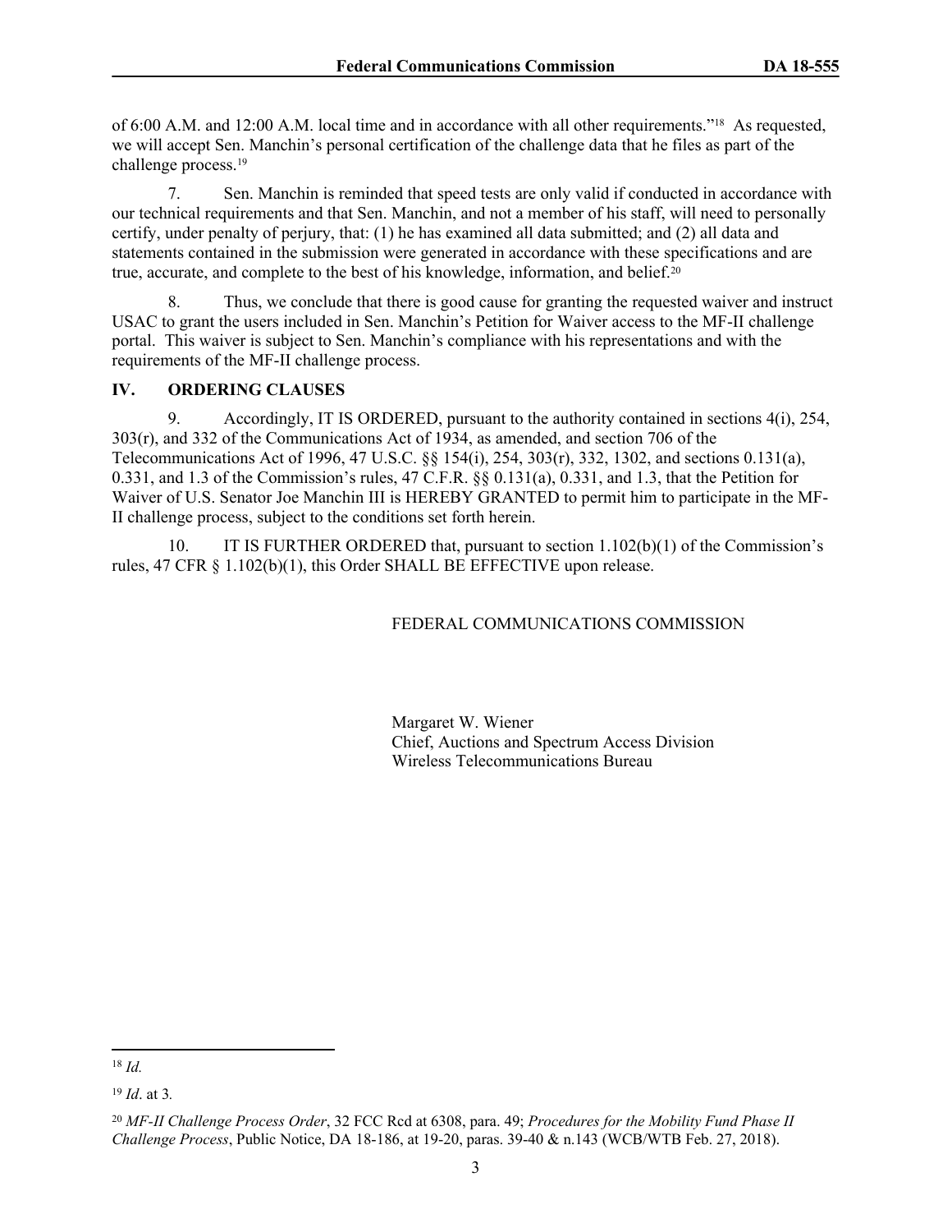of 6:00 A.M. and 12:00 A.M. local time and in accordance with all other requirements."[18] As requested, we will accept Sen. Manchin's personal certification of the challenge data that he files as part of the challenge process.[19]

7. Sen. Manchin is reminded that speed tests are only valid if conducted in accordance with our technical requirements and that Sen. Manchin, and not a member of his staff, will need to personally certify, under penalty of perjury, that: (1) he has examined all data submitted; and (2) all data and statements contained in the submission were generated in accordance with these specifications and are true, accurate, and complete to the best of his knowledge, information, and belief.[20]

8. Thus, we conclude that there is good cause for granting the requested waiver and instruct USAC to grant the users included in Sen. Manchin's Petition for Waiver access to the MF-II challenge portal. This waiver is subject to Sen. Manchin's compliance with his representations and with the requirements of the MF-II challenge process.

## IV. ORDERING CLAUSES

9. Accordingly, IT IS ORDERED, pursuant to the authority contained in sections 4(i), 254, 303(r), and 332 of the Communications Act of 1934, as amended, and section 706 of the Telecommunications Act of 1996, 47 U.S.C. §§ 154(i), 254, 303(r), 332, 1302, and sections 0.131(a), 0.331, and 1.3 of the Commission's rules, 47 C.F.R. §§ 0.131(a), 0.331, and 1.3, that the Petition for Waiver of U.S. Senator Joe Manchin III is HEREBY GRANTED to permit him to participate in the MF-II challenge process, subject to the conditions set forth herein.

10. IT IS FURTHER ORDERED that, pursuant to section 1.102(b)(1) of the Commission's rules, 47 CFR § 1.102(b)(1), this Order SHALL BE EFFECTIVE upon release.

FEDERAL COMMUNICATIONS COMMISSION

Margaret W. Wiener
Chief, Auctions and Spectrum Access Division
Wireless Telecommunications Bureau

---

[18] *Id.*

[19] *Id*. at 3*.*

[20] *MF-II Challenge Process Order*, 32 FCC Rcd at 6308, para. 49; *Procedures for the Mobility Fund Phase II Challenge Process*, Public Notice, DA 18-186, at 19-20, paras. 39-40 & n.143 (WCB/WTB Feb. 27, 2018).